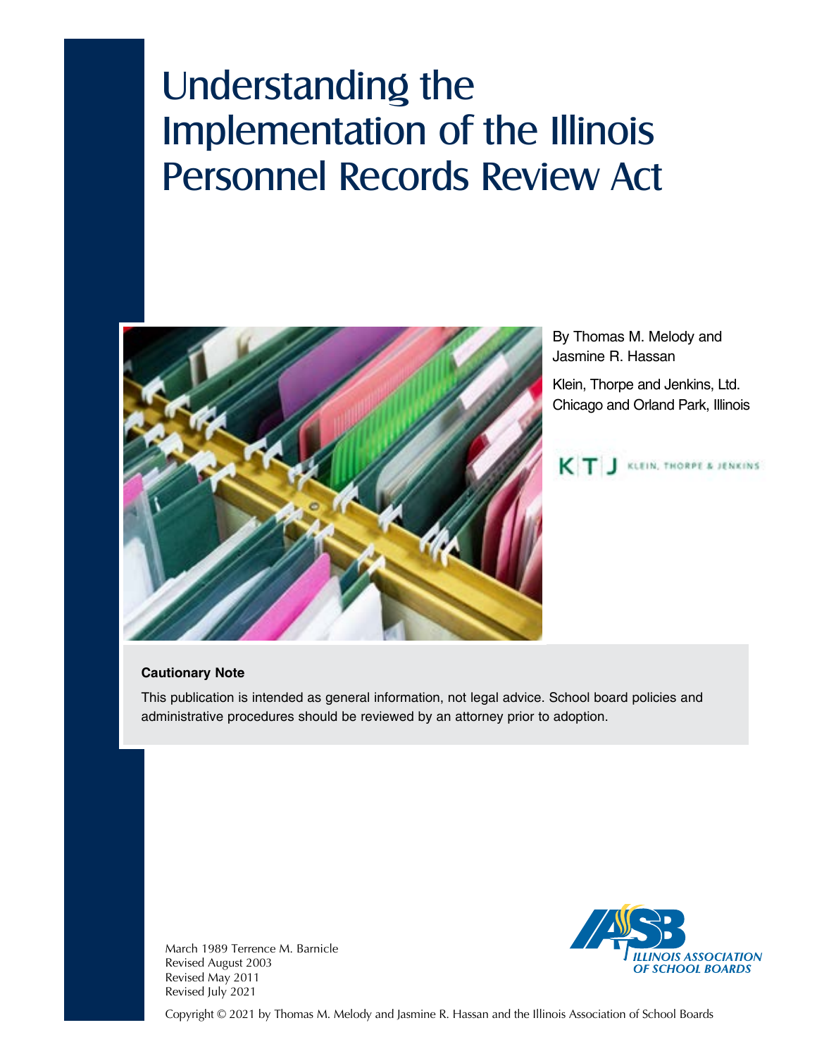# Understanding the Implementation of the Illinois Personnel Records Review Act

By Thomas M. Melody and Jasmine R. Hassan

Klein, Thorpe and Jenkins, Ltd.
Chicago and Orland Park, Illinois

KTJ KLEIN, THORPE & JENKINS

**Cautionary Note**

This publication is intended as general information, not legal advice. School board policies and administrative procedures should be reviewed by an attorney prior to adoption.

March 1989 Terrence M. Barnicle
Revised August 2003
Revised May 2011
Revised July 2021

IASB ILLINOIS ASSOCIATION OF SCHOOL BOARDS

Copyright © 2021 by Thomas M. Melody and Jasmine R. Hassan and the Illinois Association of School Boards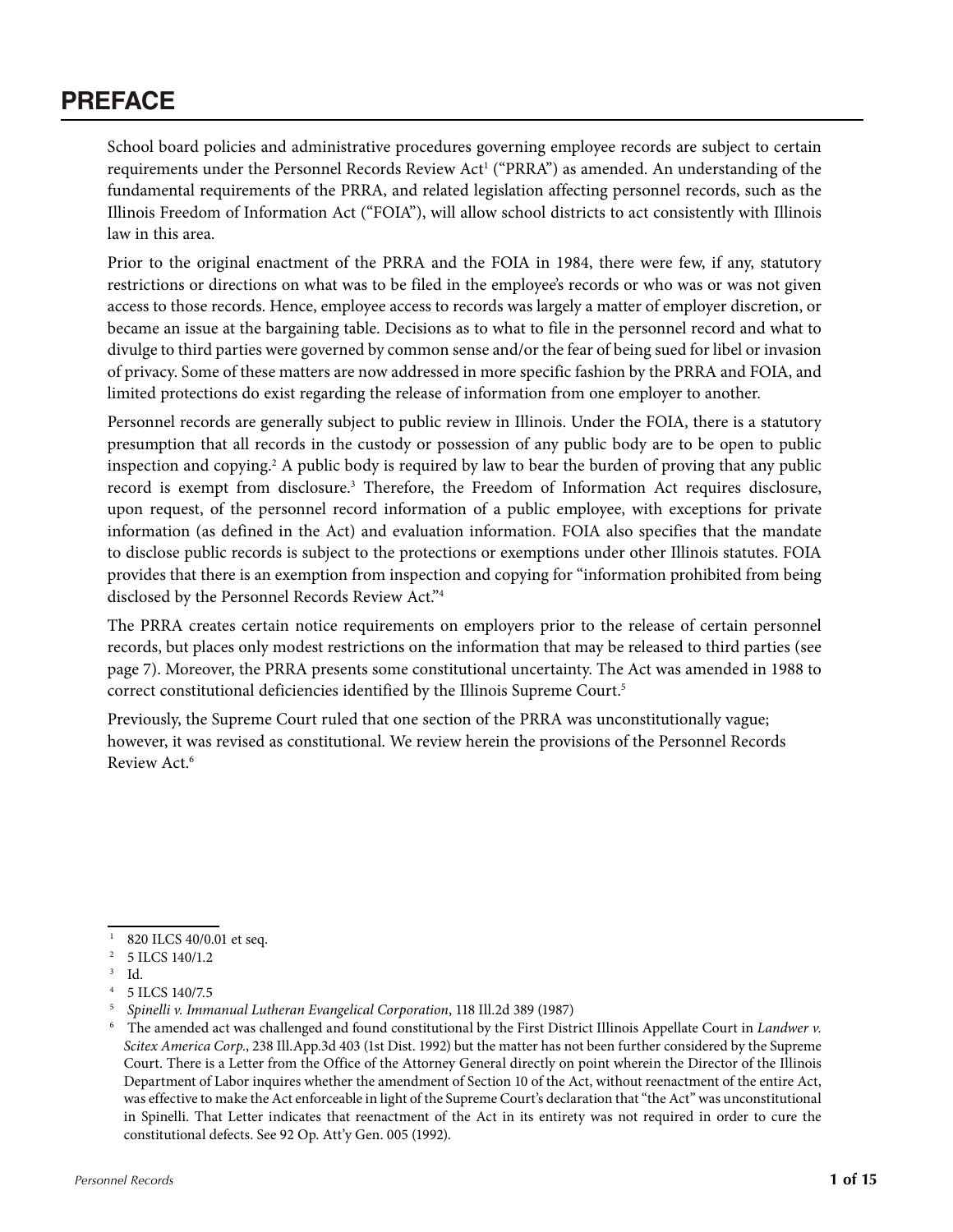# PREFACE

School board policies and administrative procedures governing employee records are subject to certain requirements under the Personnel Records Review Act[1] ("PRRA") as amended. An understanding of the fundamental requirements of the PRRA, and related legislation affecting personnel records, such as the Illinois Freedom of Information Act ("FOIA"), will allow school districts to act consistently with Illinois law in this area.

Prior to the original enactment of the PRRA and the FOIA in 1984, there were few, if any, statutory restrictions or directions on what was to be filed in the employee's records or who was or was not given access to those records. Hence, employee access to records was largely a matter of employer discretion, or became an issue at the bargaining table. Decisions as to what to file in the personnel record and what to divulge to third parties were governed by common sense and/or the fear of being sued for libel or invasion of privacy. Some of these matters are now addressed in more specific fashion by the PRRA and FOIA, and limited protections do exist regarding the release of information from one employer to another.

Personnel records are generally subject to public review in Illinois. Under the FOIA, there is a statutory presumption that all records in the custody or possession of any public body are to be open to public inspection and copying.[2] A public body is required by law to bear the burden of proving that any public record is exempt from disclosure.[3] Therefore, the Freedom of Information Act requires disclosure, upon request, of the personnel record information of a public employee, with exceptions for private information (as defined in the Act) and evaluation information. FOIA also specifies that the mandate to disclose public records is subject to the protections or exemptions under other Illinois statutes. FOIA provides that there is an exemption from inspection and copying for "information prohibited from being disclosed by the Personnel Records Review Act."[4]

The PRRA creates certain notice requirements on employers prior to the release of certain personnel records, but places only modest restrictions on the information that may be released to third parties (see page 7). Moreover, the PRRA presents some constitutional uncertainty. The Act was amended in 1988 to correct constitutional deficiencies identified by the Illinois Supreme Court.[5]

Previously, the Supreme Court ruled that one section of the PRRA was unconstitutionally vague; however, it was revised as constitutional. We review herein the provisions of the Personnel Records Review Act.[6]

---

[1] 820 ILCS 40/0.01 et seq.

[2] 5 ILCS 140/1.2

[3] Id.

[4] 5 ILCS 140/7.5

[5] *Spinelli v. Immanual Lutheran Evangelical Corporation*, 118 Ill.2d 389 (1987)

[6] The amended act was challenged and found constitutional by the First District Illinois Appellate Court in *Landwer v. Scitex America Corp.*, 238 Ill.App.3d 403 (1st Dist. 1992) but the matter has not been further considered by the Supreme Court. There is a Letter from the Office of the Attorney General directly on point wherein the Director of the Illinois Department of Labor inquires whether the amendment of Section 10 of the Act, without reenactment of the entire Act, was effective to make the Act enforceable in light of the Supreme Court's declaration that "the Act" was unconstitutional in Spinelli. That Letter indicates that reenactment of the Act in its entirety was not required in order to cure the constitutional defects. See 92 Op. Att'y Gen. 005 (1992).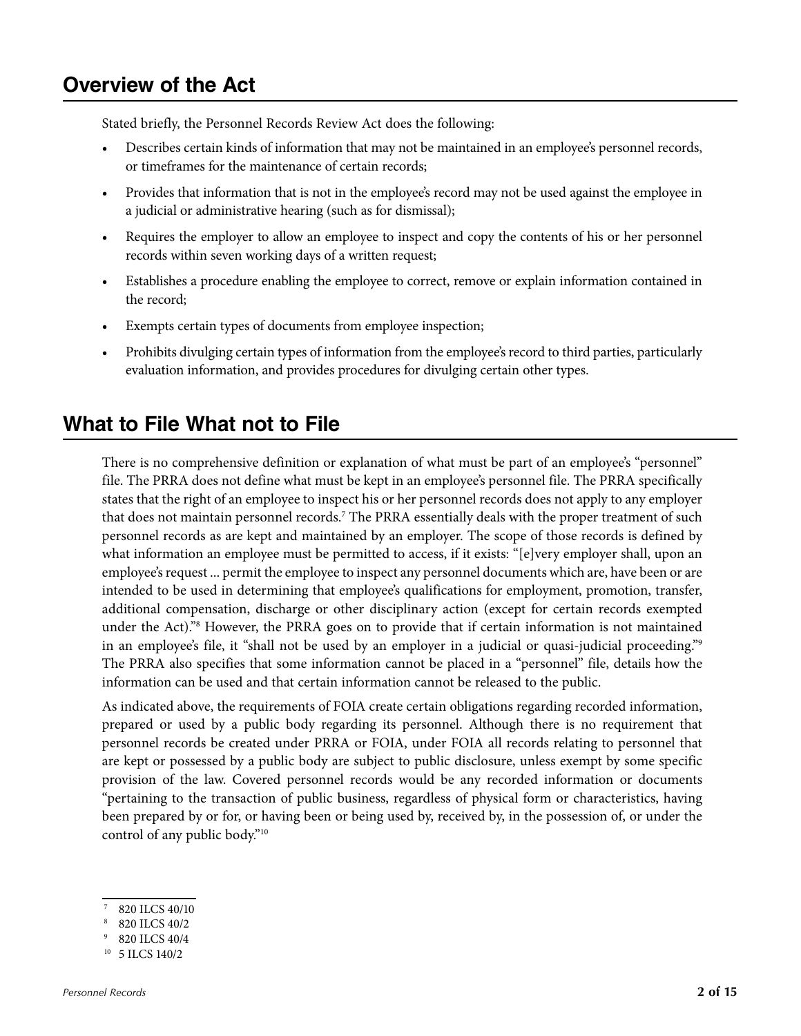## Overview of the Act

Stated briefly, the Personnel Records Review Act does the following:

- Describes certain kinds of information that may not be maintained in an employee's personnel records, or timeframes for the maintenance of certain records;
- Provides that information that is not in the employee's record may not be used against the employee in a judicial or administrative hearing (such as for dismissal);
- Requires the employer to allow an employee to inspect and copy the contents of his or her personnel records within seven working days of a written request;
- Establishes a procedure enabling the employee to correct, remove or explain information contained in the record;
- Exempts certain types of documents from employee inspection;
- Prohibits divulging certain types of information from the employee's record to third parties, particularly evaluation information, and provides procedures for divulging certain other types.

## What to File What not to File

There is no comprehensive definition or explanation of what must be part of an employee's "personnel" file. The PRRA does not define what must be kept in an employee's personnel file. The PRRA specifically states that the right of an employee to inspect his or her personnel records does not apply to any employer that does not maintain personnel records.[7] The PRRA essentially deals with the proper treatment of such personnel records as are kept and maintained by an employer. The scope of those records is defined by what information an employee must be permitted to access, if it exists: "[e]very employer shall, upon an employee's request ... permit the employee to inspect any personnel documents which are, have been or are intended to be used in determining that employee's qualifications for employment, promotion, transfer, additional compensation, discharge or other disciplinary action (except for certain records exempted under the Act)."[8] However, the PRRA goes on to provide that if certain information is not maintained in an employee's file, it "shall not be used by an employer in a judicial or quasi-judicial proceeding."[9] The PRRA also specifies that some information cannot be placed in a "personnel" file, details how the information can be used and that certain information cannot be released to the public.

As indicated above, the requirements of FOIA create certain obligations regarding recorded information, prepared or used by a public body regarding its personnel. Although there is no requirement that personnel records be created under PRRA or FOIA, under FOIA all records relating to personnel that are kept or possessed by a public body are subject to public disclosure, unless exempt by some specific provision of the law. Covered personnel records would be any recorded information or documents "pertaining to the transaction of public business, regardless of physical form or characteristics, having been prepared by or for, or having been or being used by, received by, in the possession of, or under the control of any public body."[10]

---

[7] 820 ILCS 40/10

[8] 820 ILCS 40/2

[9] 820 ILCS 40/4

[10] 5 ILCS 140/2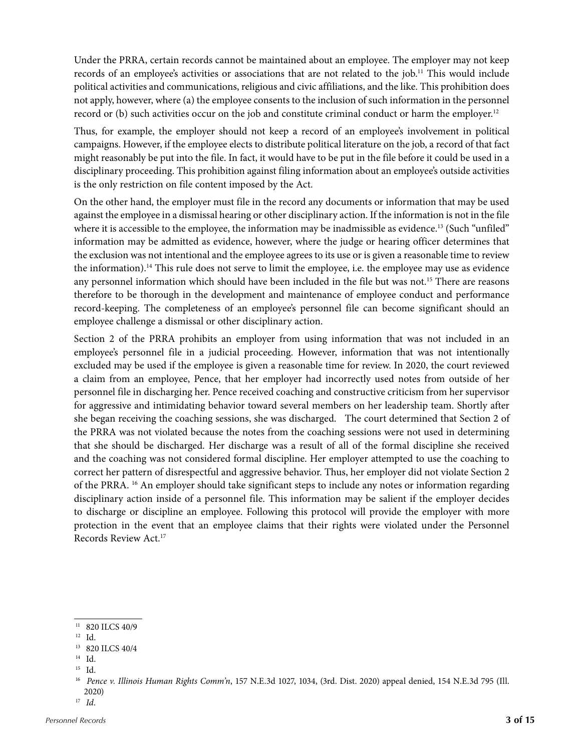Under the PRRA, certain records cannot be maintained about an employee. The employer may not keep records of an employee's activities or associations that are not related to the job.[11] This would include political activities and communications, religious and civic affiliations, and the like. This prohibition does not apply, however, where (a) the employee consents to the inclusion of such information in the personnel record or (b) such activities occur on the job and constitute criminal conduct or harm the employer.[12]

Thus, for example, the employer should not keep a record of an employee's involvement in political campaigns. However, if the employee elects to distribute political literature on the job, a record of that fact might reasonably be put into the file. In fact, it would have to be put in the file before it could be used in a disciplinary proceeding. This prohibition against filing information about an employee's outside activities is the only restriction on file content imposed by the Act.

On the other hand, the employer must file in the record any documents or information that may be used against the employee in a dismissal hearing or other disciplinary action. If the information is not in the file where it is accessible to the employee, the information may be inadmissible as evidence.[13] (Such "unfiled" information may be admitted as evidence, however, where the judge or hearing officer determines that the exclusion was not intentional and the employee agrees to its use or is given a reasonable time to review the information).[14] This rule does not serve to limit the employee, i.e. the employee may use as evidence any personnel information which should have been included in the file but was not.[15] There are reasons therefore to be thorough in the development and maintenance of employee conduct and performance record-keeping. The completeness of an employee's personnel file can become significant should an employee challenge a dismissal or other disciplinary action.

Section 2 of the PRRA prohibits an employer from using information that was not included in an employee's personnel file in a judicial proceeding. However, information that was not intentionally excluded may be used if the employee is given a reasonable time for review. In 2020, the court reviewed a claim from an employee, Pence, that her employer had incorrectly used notes from outside of her personnel file in discharging her. Pence received coaching and constructive criticism from her supervisor for aggressive and intimidating behavior toward several members on her leadership team. Shortly after she began receiving the coaching sessions, she was discharged. The court determined that Section 2 of the PRRA was not violated because the notes from the coaching sessions were not used in determining that she should be discharged. Her discharge was a result of all of the formal discipline she received and the coaching was not considered formal discipline. Her employer attempted to use the coaching to correct her pattern of disrespectful and aggressive behavior. Thus, her employer did not violate Section 2 of the PRRA.[16] An employer should take significant steps to include any notes or information regarding disciplinary action inside of a personnel file. This information may be salient if the employer decides to discharge or discipline an employee. Following this protocol will provide the employer with more protection in the event that an employee claims that their rights were violated under the Personnel Records Review Act.[17]

---

[11] 820 ILCS 40/9

[12] Id.

[13] 820 ILCS 40/4

[14] Id.

[15] Id.

[16] *Pence v. Illinois Human Rights Comm'n*, 157 N.E.3d 1027, 1034, (3rd. Dist. 2020) appeal denied, 154 N.E.3d 795 (Ill. 2020)

[17] *Id*.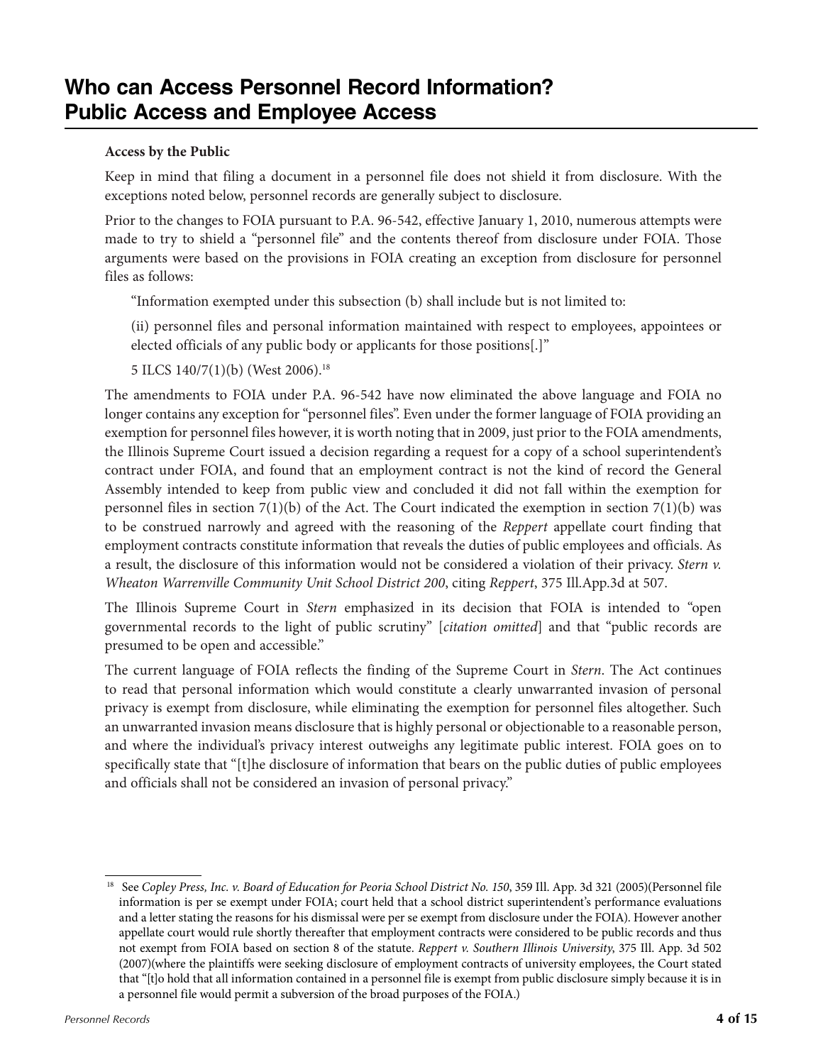# Who can Access Personnel Record Information? Public Access and Employee Access

**Access by the Public**

Keep in mind that filing a document in a personnel file does not shield it from disclosure. With the exceptions noted below, personnel records are generally subject to disclosure.

Prior to the changes to FOIA pursuant to P.A. 96-542, effective January 1, 2010, numerous attempts were made to try to shield a "personnel file" and the contents thereof from disclosure under FOIA. Those arguments were based on the provisions in FOIA creating an exception from disclosure for personnel files as follows:

> "Information exempted under this subsection (b) shall include but is not limited to:
>
> (ii) personnel files and personal information maintained with respect to employees, appointees or elected officials of any public body or applicants for those positions[.]"
>
> 5 ILCS 140/7(1)(b) (West 2006).[18]

The amendments to FOIA under P.A. 96-542 have now eliminated the above language and FOIA no longer contains any exception for "personnel files". Even under the former language of FOIA providing an exemption for personnel files however, it is worth noting that in 2009, just prior to the FOIA amendments, the Illinois Supreme Court issued a decision regarding a request for a copy of a school superintendent's contract under FOIA, and found that an employment contract is not the kind of record the General Assembly intended to keep from public view and concluded it did not fall within the exemption for personnel files in section 7(1)(b) of the Act. The Court indicated the exemption in section 7(1)(b) was to be construed narrowly and agreed with the reasoning of the *Reppert* appellate court finding that employment contracts constitute information that reveals the duties of public employees and officials. As a result, the disclosure of this information would not be considered a violation of their privacy. *Stern v. Wheaton Warrenville Community Unit School District 200*, citing *Reppert*, 375 Ill.App.3d at 507.

The Illinois Supreme Court in *Stern* emphasized in its decision that FOIA is intended to "open governmental records to the light of public scrutiny" [*citation omitted*] and that "public records are presumed to be open and accessible."

The current language of FOIA reflects the finding of the Supreme Court in *Stern*. The Act continues to read that personal information which would constitute a clearly unwarranted invasion of personal privacy is exempt from disclosure, while eliminating the exemption for personnel files altogether. Such an unwarranted invasion means disclosure that is highly personal or objectionable to a reasonable person, and where the individual's privacy interest outweighs any legitimate public interest. FOIA goes on to specifically state that "[t]he disclosure of information that bears on the public duties of public employees and officials shall not be considered an invasion of personal privacy."

---

[18] See *Copley Press, Inc. v. Board of Education for Peoria School District No. 150*, 359 Ill. App. 3d 321 (2005)(Personnel file information is per se exempt under FOIA; court held that a school district superintendent's performance evaluations and a letter stating the reasons for his dismissal were per se exempt from disclosure under the FOIA). However another appellate court would rule shortly thereafter that employment contracts were considered to be public records and thus not exempt from FOIA based on section 8 of the statute. *Reppert v. Southern Illinois University*, 375 Ill. App. 3d 502 (2007)(where the plaintiffs were seeking disclosure of employment contracts of university employees, the Court stated that "[t]o hold that all information contained in a personnel file is exempt from public disclosure simply because it is in a personnel file would permit a subversion of the broad purposes of the FOIA.)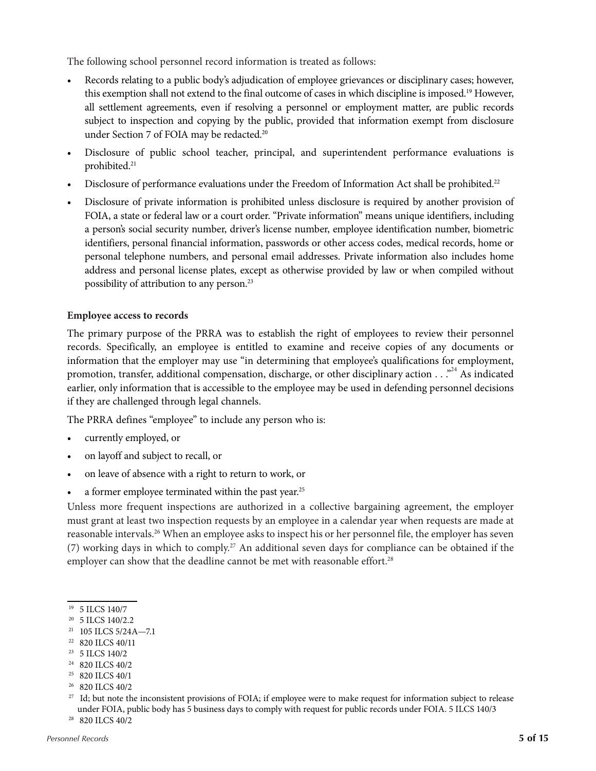The following school personnel record information is treated as follows:

- Records relating to a public body's adjudication of employee grievances or disciplinary cases; however, this exemption shall not extend to the final outcome of cases in which discipline is imposed.[19] However, all settlement agreements, even if resolving a personnel or employment matter, are public records subject to inspection and copying by the public, provided that information exempt from disclosure under Section 7 of FOIA may be redacted.[20]
- Disclosure of public school teacher, principal, and superintendent performance evaluations is prohibited.[21]
- Disclosure of performance evaluations under the Freedom of Information Act shall be prohibited.[22]
- Disclosure of private information is prohibited unless disclosure is required by another provision of FOIA, a state or federal law or a court order. "Private information" means unique identifiers, including a person's social security number, driver's license number, employee identification number, biometric identifiers, personal financial information, passwords or other access codes, medical records, home or personal telephone numbers, and personal email addresses. Private information also includes home address and personal license plates, except as otherwise provided by law or when compiled without possibility of attribution to any person.[23]

**Employee access to records**

The primary purpose of the PRRA was to establish the right of employees to review their personnel records. Specifically, an employee is entitled to examine and receive copies of any documents or information that the employer may use "in determining that employee's qualifications for employment, promotion, transfer, additional compensation, discharge, or other disciplinary action . . ."[24] As indicated earlier, only information that is accessible to the employee may be used in defending personnel decisions if they are challenged through legal channels.

The PRRA defines "employee" to include any person who is:

- currently employed, or
- on layoff and subject to recall, or
- on leave of absence with a right to return to work, or
- a former employee terminated within the past year.[25]

Unless more frequent inspections are authorized in a collective bargaining agreement, the employer must grant at least two inspection requests by an employee in a calendar year when requests are made at reasonable intervals.[26] When an employee asks to inspect his or her personnel file, the employer has seven (7) working days in which to comply.[27] An additional seven days for compliance can be obtained if the employer can show that the deadline cannot be met with reasonable effort.[28]

---

[19] 5 ILCS 140/7

[20] 5 ILCS 140/2.2

[21] 105 ILCS 5/24A—7.1

[22] 820 ILCS 40/11

[23] 5 ILCS 140/2

[24] 820 ILCS 40/2

[25] 820 ILCS 40/1

[26] 820 ILCS 40/2

[27] Id; but note the inconsistent provisions of FOIA; if employee were to make request for information subject to release under FOIA, public body has 5 business days to comply with request for public records under FOIA. 5 ILCS 140/3

[28] 820 ILCS 40/2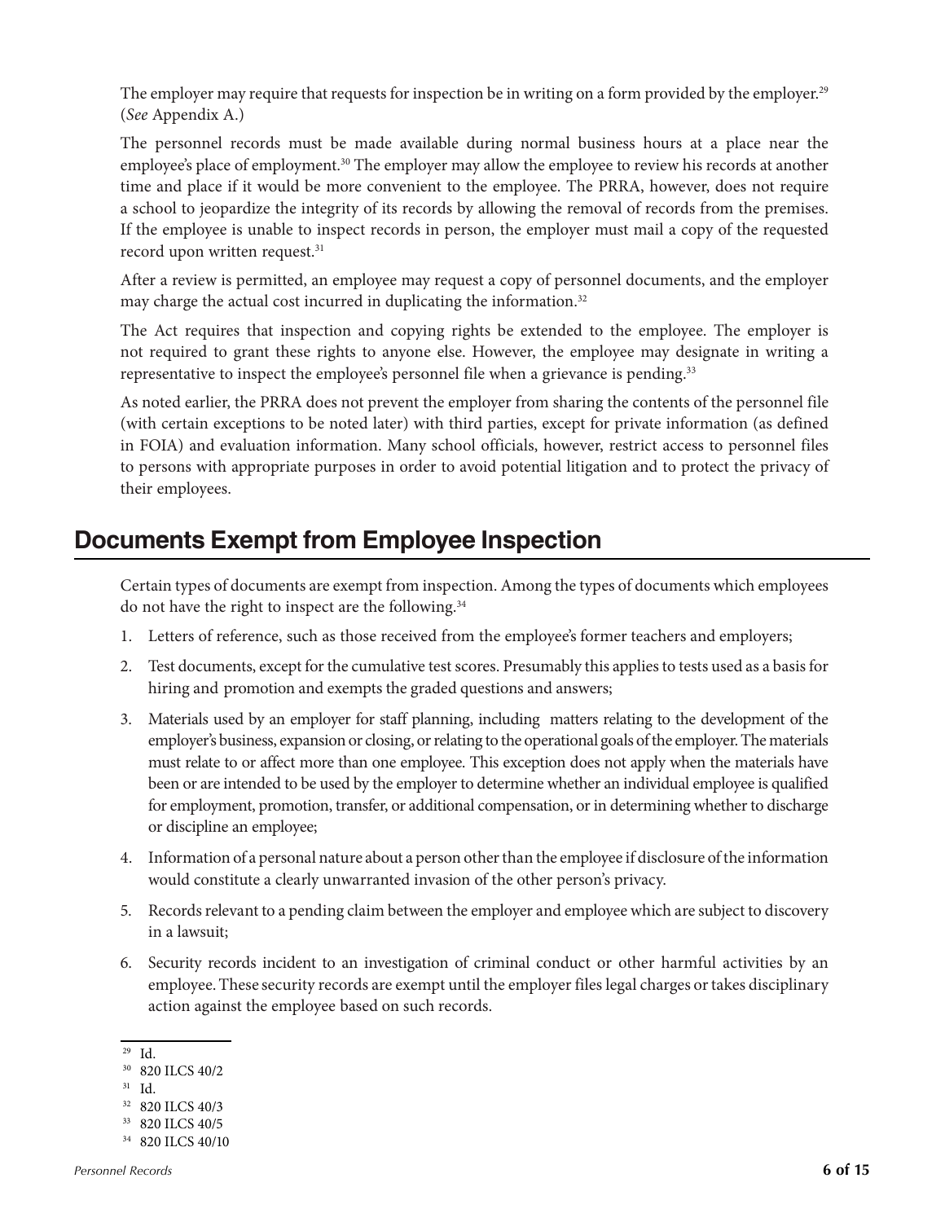The employer may require that requests for inspection be in writing on a form provided by the employer.[29] (*See* Appendix A.)

The personnel records must be made available during normal business hours at a place near the employee's place of employment.[30] The employer may allow the employee to review his records at another time and place if it would be more convenient to the employee. The PRRA, however, does not require a school to jeopardize the integrity of its records by allowing the removal of records from the premises. If the employee is unable to inspect records in person, the employer must mail a copy of the requested record upon written request.[31]

After a review is permitted, an employee may request a copy of personnel documents, and the employer may charge the actual cost incurred in duplicating the information.[32]

The Act requires that inspection and copying rights be extended to the employee. The employer is not required to grant these rights to anyone else. However, the employee may designate in writing a representative to inspect the employee's personnel file when a grievance is pending.[33]

As noted earlier, the PRRA does not prevent the employer from sharing the contents of the personnel file (with certain exceptions to be noted later) with third parties, except for private information (as defined in FOIA) and evaluation information. Many school officials, however, restrict access to personnel files to persons with appropriate purposes in order to avoid potential litigation and to protect the privacy of their employees.

## Documents Exempt from Employee Inspection

Certain types of documents are exempt from inspection. Among the types of documents which employees do not have the right to inspect are the following.[34]

1. Letters of reference, such as those received from the employee's former teachers and employers;
2. Test documents, except for the cumulative test scores. Presumably this applies to tests used as a basis for hiring and promotion and exempts the graded questions and answers;
3. Materials used by an employer for staff planning, including matters relating to the development of the employer's business, expansion or closing, or relating to the operational goals of the employer. The materials must relate to or affect more than one employee. This exception does not apply when the materials have been or are intended to be used by the employer to determine whether an individual employee is qualified for employment, promotion, transfer, or additional compensation, or in determining whether to discharge or discipline an employee;
4. Information of a personal nature about a person other than the employee if disclosure of the information would constitute a clearly unwarranted invasion of the other person's privacy.
5. Records relevant to a pending claim between the employer and employee which are subject to discovery in a lawsuit;
6. Security records incident to an investigation of criminal conduct or other harmful activities by an employee. These security records are exempt until the employer files legal charges or takes disciplinary action against the employee based on such records.

[29] Id.
[30] 820 ILCS 40/2
[31] Id.
[32] 820 ILCS 40/3
[33] 820 ILCS 40/5
[34] 820 ILCS 40/10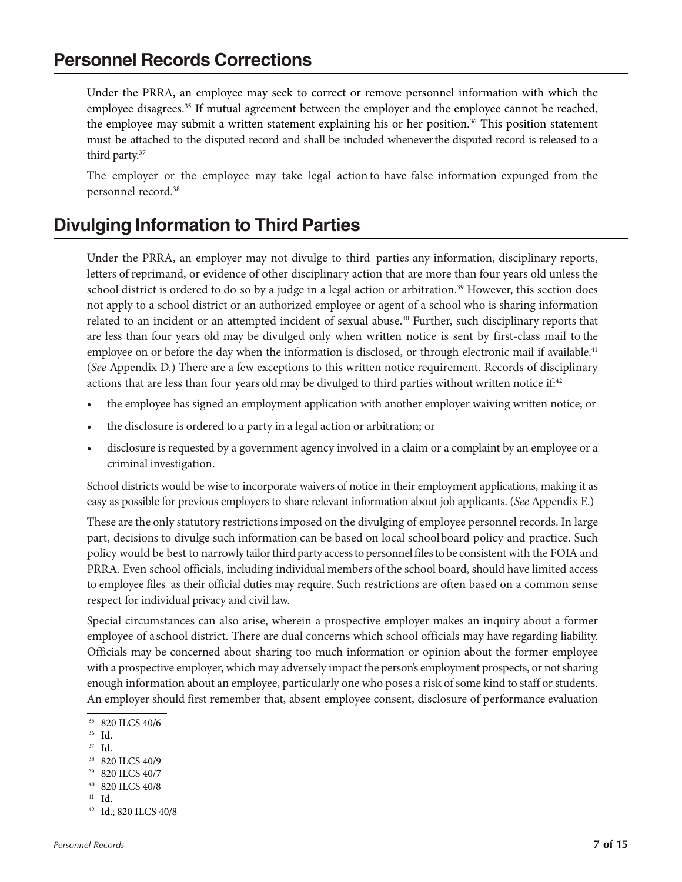## Personnel Records Corrections

Under the PRRA, an employee may seek to correct or remove personnel information with which the employee disagrees.[35] If mutual agreement between the employer and the employee cannot be reached, the employee may submit a written statement explaining his or her position.[36] This position statement must be attached to the disputed record and shall be included whenever the disputed record is released to a third party.[37]

The employer or the employee may take legal action to have false information expunged from the personnel record.[38]

## Divulging Information to Third Parties

Under the PRRA, an employer may not divulge to third parties any information, disciplinary reports, letters of reprimand, or evidence of other disciplinary action that are more than four years old unless the school district is ordered to do so by a judge in a legal action or arbitration.[39] However, this section does not apply to a school district or an authorized employee or agent of a school who is sharing information related to an incident or an attempted incident of sexual abuse.[40] Further, such disciplinary reports that are less than four years old may be divulged only when written notice is sent by first-class mail to the employee on or before the day when the information is disclosed, or through electronic mail if available.[41] (*See* Appendix D.) There are a few exceptions to this written notice requirement. Records of disciplinary actions that are less than four years old may be divulged to third parties without written notice if:[42]

- the employee has signed an employment application with another employer waiving written notice; or
- the disclosure is ordered to a party in a legal action or arbitration; or
- disclosure is requested by a government agency involved in a claim or a complaint by an employee or a criminal investigation.

School districts would be wise to incorporate waivers of notice in their employment applications, making it as easy as possible for previous employers to share relevant information about job applicants. (*See* Appendix E.)

These are the only statutory restrictions imposed on the divulging of employee personnel records. In large part, decisions to divulge such information can be based on local school board policy and practice. Such policy would be best to narrowly tailor third party access to personnel files to be consistent with the FOIA and PRRA. Even school officials, including individual members of the school board, should have limited access to employee files as their official duties may require. Such restrictions are often based on a common sense respect for individual privacy and civil law.

Special circumstances can also arise, wherein a prospective employer makes an inquiry about a former employee of a school district. There are dual concerns which school officials may have regarding liability. Officials may be concerned about sharing too much information or opinion about the former employee with a prospective employer, which may adversely impact the person's employment prospects, or not sharing enough information about an employee, particularly one who poses a risk of some kind to staff or students. An employer should first remember that, absent employee consent, disclosure of performance evaluation

---

[35] 820 ILCS 40/6

[36] Id.

[37] Id.

[38] 820 ILCS 40/9

[39] 820 ILCS 40/7

[40] 820 ILCS 40/8

[41] Id.

[42] Id.; 820 ILCS 40/8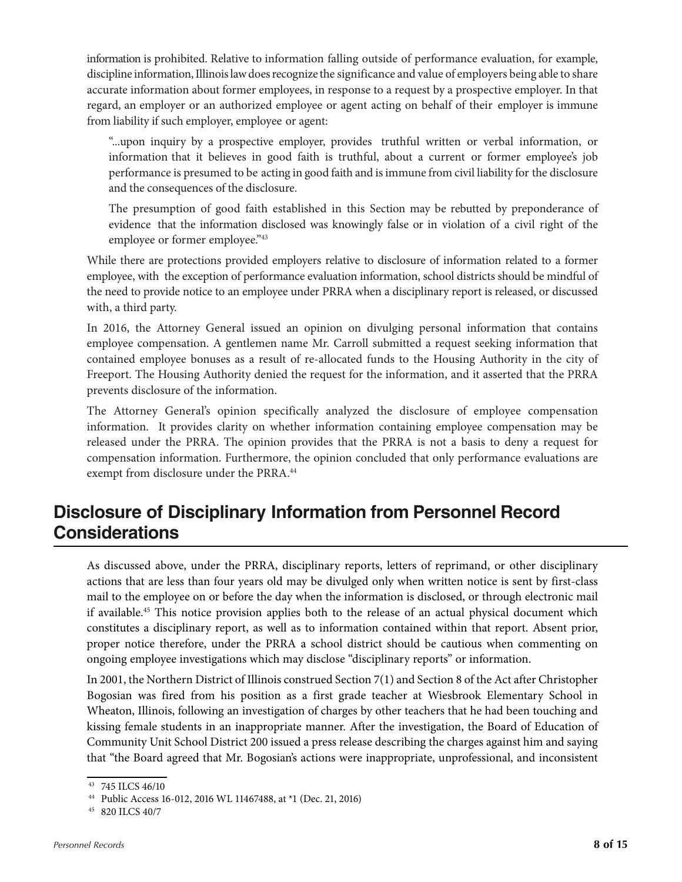information is prohibited. Relative to information falling outside of performance evaluation, for example, discipline information, Illinois law does recognize the significance and value of employers being able to share accurate information about former employees, in response to a request by a prospective employer. In that regard, an employer or an authorized employee or agent acting on behalf of their employer is immune from liability if such employer, employee or agent:

> "...upon inquiry by a prospective employer, provides truthful written or verbal information, or information that it believes in good faith is truthful, about a current or former employee's job performance is presumed to be acting in good faith and is immune from civil liability for the disclosure and the consequences of the disclosure.
>
> The presumption of good faith established in this Section may be rebutted by preponderance of evidence that the information disclosed was knowingly false or in violation of a civil right of the employee or former employee."[43]

While there are protections provided employers relative to disclosure of information related to a former employee, with the exception of performance evaluation information, school districts should be mindful of the need to provide notice to an employee under PRRA when a disciplinary report is released, or discussed with, a third party.

In 2016, the Attorney General issued an opinion on divulging personal information that contains employee compensation. A gentlemen name Mr. Carroll submitted a request seeking information that contained employee bonuses as a result of re-allocated funds to the Housing Authority in the city of Freeport. The Housing Authority denied the request for the information, and it asserted that the PRRA prevents disclosure of the information.

The Attorney General's opinion specifically analyzed the disclosure of employee compensation information. It provides clarity on whether information containing employee compensation may be released under the PRRA. The opinion provides that the PRRA is not a basis to deny a request for compensation information. Furthermore, the opinion concluded that only performance evaluations are exempt from disclosure under the PRRA.[44]

## Disclosure of Disciplinary Information from Personnel Record Considerations

As discussed above, under the PRRA, disciplinary reports, letters of reprimand, or other disciplinary actions that are less than four years old may be divulged only when written notice is sent by first-class mail to the employee on or before the day when the information is disclosed, or through electronic mail if available.[45] This notice provision applies both to the release of an actual physical document which constitutes a disciplinary report, as well as to information contained within that report. Absent prior, proper notice therefore, under the PRRA a school district should be cautious when commenting on ongoing employee investigations which may disclose "disciplinary reports" or information.

In 2001, the Northern District of Illinois construed Section 7(1) and Section 8 of the Act after Christopher Bogosian was fired from his position as a first grade teacher at Wiesbrook Elementary School in Wheaton, Illinois, following an investigation of charges by other teachers that he had been touching and kissing female students in an inappropriate manner. After the investigation, the Board of Education of Community Unit School District 200 issued a press release describing the charges against him and saying that "the Board agreed that Mr. Bogosian's actions were inappropriate, unprofessional, and inconsistent

---

[43] 745 ILCS 46/10

[44] Public Access 16-012, 2016 WL 11467488, at *1 (Dec. 21, 2016)

[45] 820 ILCS 40/7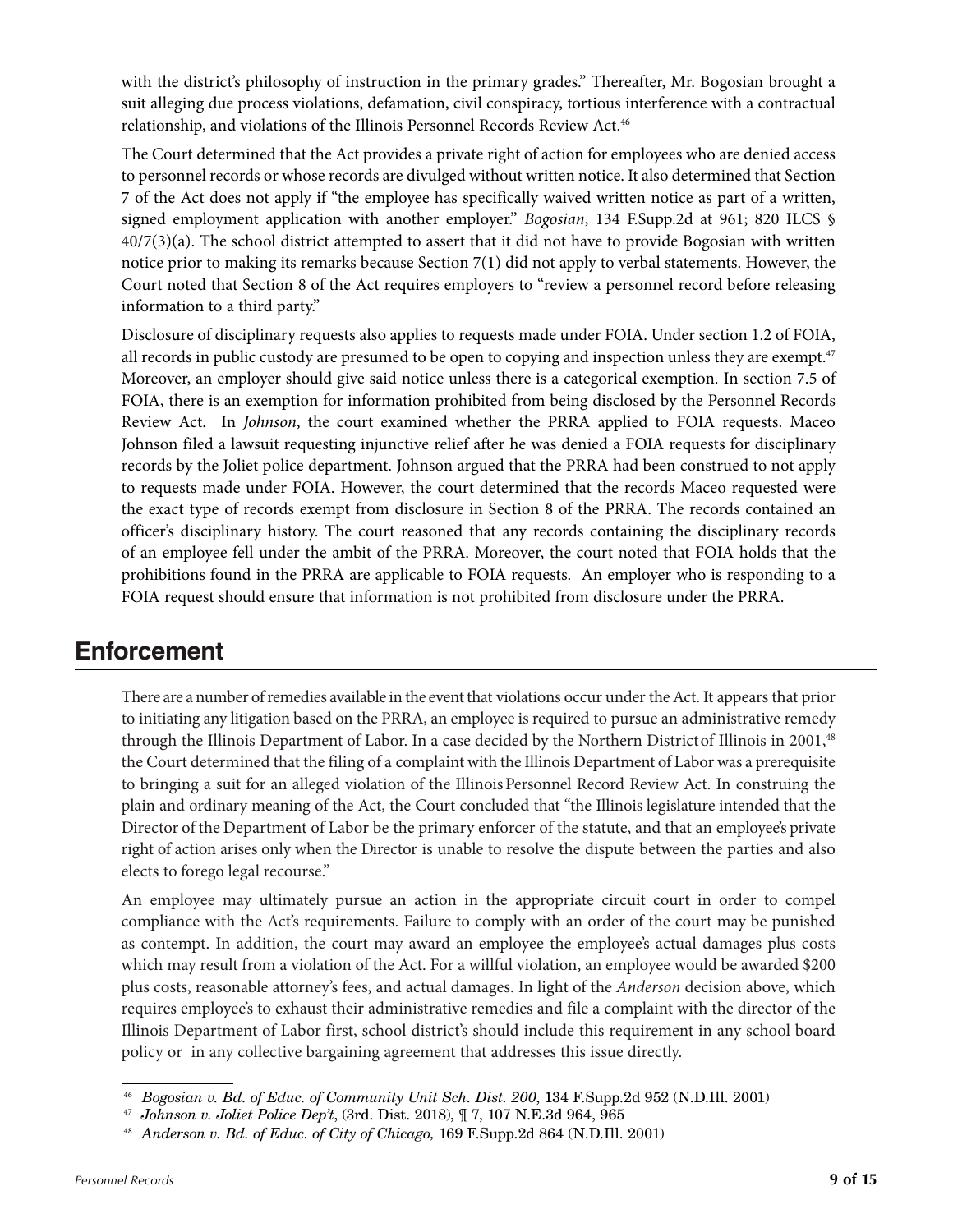with the district's philosophy of instruction in the primary grades." Thereafter, Mr. Bogosian brought a suit alleging due process violations, defamation, civil conspiracy, tortious interference with a contractual relationship, and violations of the Illinois Personnel Records Review Act.[46]

The Court determined that the Act provides a private right of action for employees who are denied access to personnel records or whose records are divulged without written notice. It also determined that Section 7 of the Act does not apply if "the employee has specifically waived written notice as part of a written, signed employment application with another employer." *Bogosian*, 134 F.Supp.2d at 961; 820 ILCS § 40/7(3)(a). The school district attempted to assert that it did not have to provide Bogosian with written notice prior to making its remarks because Section 7(1) did not apply to verbal statements. However, the Court noted that Section 8 of the Act requires employers to "review a personnel record before releasing information to a third party."

Disclosure of disciplinary requests also applies to requests made under FOIA. Under section 1.2 of FOIA, all records in public custody are presumed to be open to copying and inspection unless they are exempt.[47] Moreover, an employer should give said notice unless there is a categorical exemption. In section 7.5 of FOIA, there is an exemption for information prohibited from being disclosed by the Personnel Records Review Act. In *Johnson*, the court examined whether the PRRA applied to FOIA requests. Maceo Johnson filed a lawsuit requesting injunctive relief after he was denied a FOIA requests for disciplinary records by the Joliet police department. Johnson argued that the PRRA had been construed to not apply to requests made under FOIA. However, the court determined that the records Maceo requested were the exact type of records exempt from disclosure in Section 8 of the PRRA. The records contained an officer's disciplinary history. The court reasoned that any records containing the disciplinary records of an employee fell under the ambit of the PRRA. Moreover, the court noted that FOIA holds that the prohibitions found in the PRRA are applicable to FOIA requests. An employer who is responding to a FOIA request should ensure that information is not prohibited from disclosure under the PRRA.

## Enforcement

There are a number of remedies available in the event that violations occur under the Act. It appears that prior to initiating any litigation based on the PRRA, an employee is required to pursue an administrative remedy through the Illinois Department of Labor. In a case decided by the Northern District of Illinois in 2001,[48] the Court determined that the filing of a complaint with the Illinois Department of Labor was a prerequisite to bringing a suit for an alleged violation of the Illinois Personnel Record Review Act. In construing the plain and ordinary meaning of the Act, the Court concluded that "the Illinois legislature intended that the Director of the Department of Labor be the primary enforcer of the statute, and that an employee's private right of action arises only when the Director is unable to resolve the dispute between the parties and also elects to forego legal recourse."

An employee may ultimately pursue an action in the appropriate circuit court in order to compel compliance with the Act's requirements. Failure to comply with an order of the court may be punished as contempt. In addition, the court may award an employee the employee's actual damages plus costs which may result from a violation of the Act. For a willful violation, an employee would be awarded $200 plus costs, reasonable attorney's fees, and actual damages. In light of the *Anderson* decision above, which requires employee's to exhaust their administrative remedies and file a complaint with the director of the Illinois Department of Labor first, school district's should include this requirement in any school board policy or in any collective bargaining agreement that addresses this issue directly.

---

[46] *Bogosian v. Bd. of Educ. of Community Unit Sch. Dist. 200*, 134 F.Supp.2d 952 (N.D.Ill. 2001)

[47] *Johnson v. Joliet Police Dep't*, (3rd. Dist. 2018), ¶ 7, 107 N.E.3d 964, 965

[48] *Anderson v. Bd. of Educ. of City of Chicago,* 169 F.Supp.2d 864 (N.D.Ill. 2001)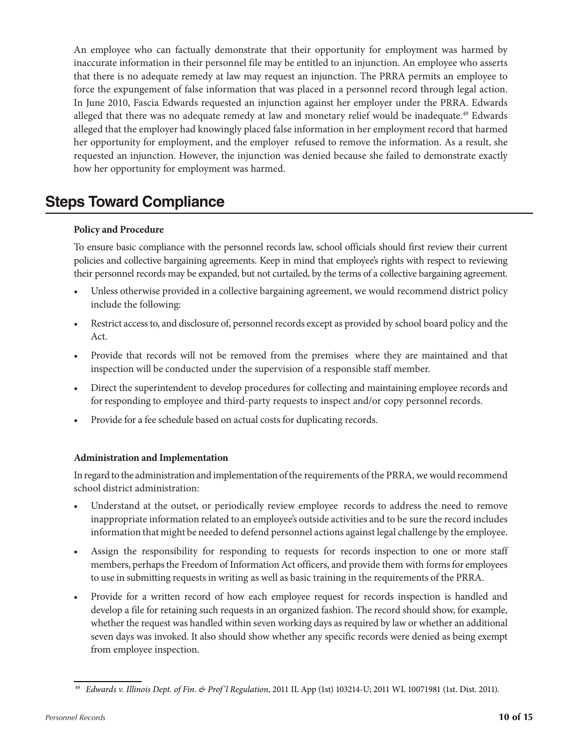An employee who can factually demonstrate that their opportunity for employment was harmed by inaccurate information in their personnel file may be entitled to an injunction. An employee who asserts that there is no adequate remedy at law may request an injunction. The PRRA permits an employee to force the expungement of false information that was placed in a personnel record through legal action. In June 2010, Fascia Edwards requested an injunction against her employer under the PRRA. Edwards alleged that there was no adequate remedy at law and monetary relief would be inadequate.[49] Edwards alleged that the employer had knowingly placed false information in her employment record that harmed her opportunity for employment, and the employer refused to remove the information. As a result, she requested an injunction. However, the injunction was denied because she failed to demonstrate exactly how her opportunity for employment was harmed.

## Steps Toward Compliance

**Policy and Procedure**

To ensure basic compliance with the personnel records law, school officials should first review their current policies and collective bargaining agreements. Keep in mind that employee's rights with respect to reviewing their personnel records may be expanded, but not curtailed, by the terms of a collective bargaining agreement.

- Unless otherwise provided in a collective bargaining agreement, we would recommend district policy include the following:
- Restrict access to, and disclosure of, personnel records except as provided by school board policy and the Act.
- Provide that records will not be removed from the premises where they are maintained and that inspection will be conducted under the supervision of a responsible staff member.
- Direct the superintendent to develop procedures for collecting and maintaining employee records and for responding to employee and third-party requests to inspect and/or copy personnel records.
- Provide for a fee schedule based on actual costs for duplicating records.

**Administration and Implementation**

In regard to the administration and implementation of the requirements of the PRRA, we would recommend school district administration:

- Understand at the outset, or periodically review employee records to address the need to remove inappropriate information related to an employee's outside activities and to be sure the record includes information that might be needed to defend personnel actions against legal challenge by the employee.
- Assign the responsibility for responding to requests for records inspection to one or more staff members, perhaps the Freedom of Information Act officers, and provide them with forms for employees to use in submitting requests in writing as well as basic training in the requirements of the PRRA.
- Provide for a written record of how each employee request for records inspection is handled and develop a file for retaining such requests in an organized fashion. The record should show, for example, whether the request was handled within seven working days as required by law or whether an additional seven days was invoked. It also should show whether any specific records were denied as being exempt from employee inspection.

---

[49] *Edwards v. Illinois Dept. of Fin. & Prof'l Regulation*, 2011 IL App (1st) 103214-U; 2011 WL 10071981 (1st. Dist. 2011).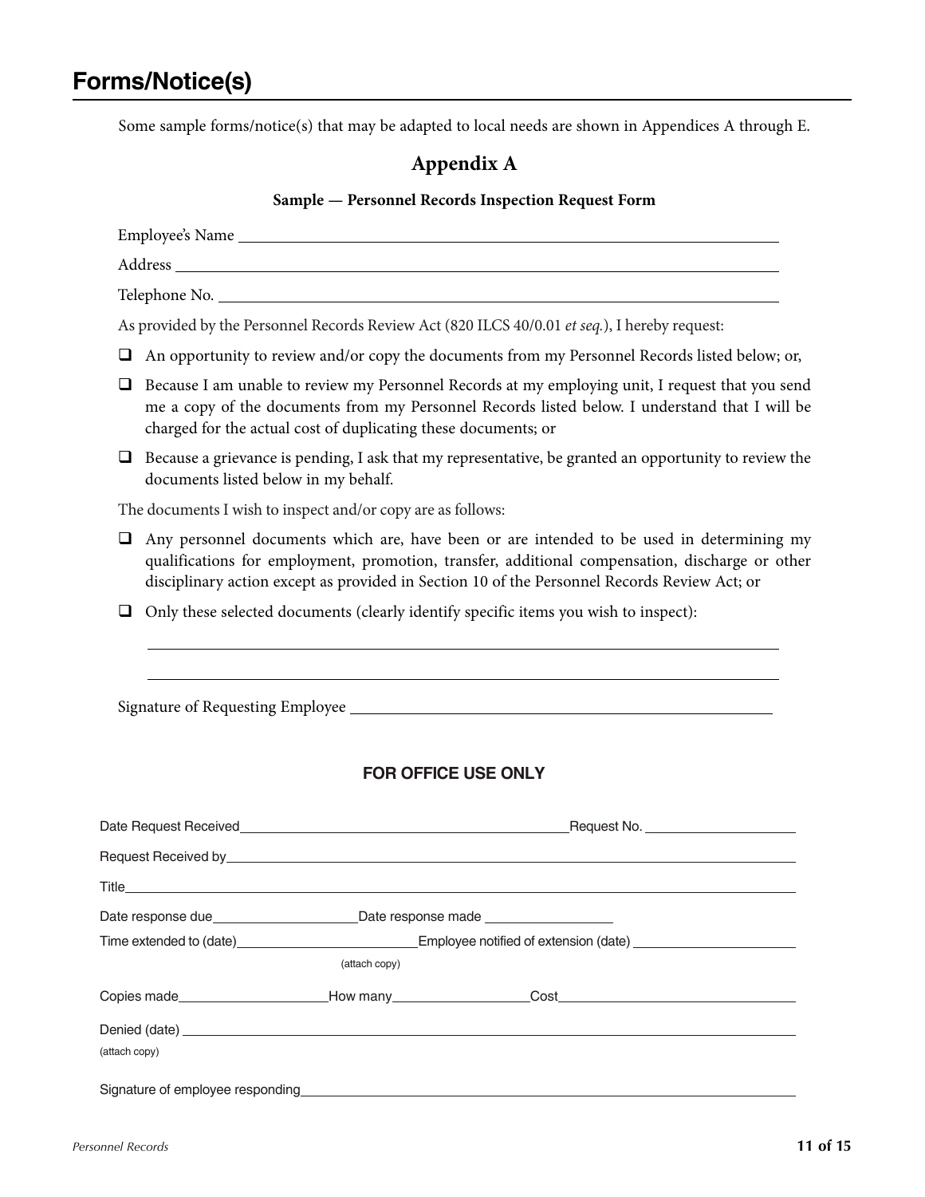# Forms/Notice(s)

Some sample forms/notice(s) that may be adapted to local needs are shown in Appendices A through E.

## Appendix A

**Sample — Personnel Records Inspection Request Form**

Employee's Name ______________________________________________

Address ______________________________________________

Telephone No. ______________________________________________

As provided by the Personnel Records Review Act (820 ILCS 40/0.01 *et seq.*), I hereby request:

- ☐ An opportunity to review and/or copy the documents from my Personnel Records listed below; or,
- ☐ Because I am unable to review my Personnel Records at my employing unit, I request that you send me a copy of the documents from my Personnel Records listed below. I understand that I will be charged for the actual cost of duplicating these documents; or
- ☐ Because a grievance is pending, I ask that my representative, be granted an opportunity to review the documents listed below in my behalf.

The documents I wish to inspect and/or copy are as follows:

- ☐ Any personnel documents which are, have been or are intended to be used in determining my qualifications for employment, promotion, transfer, additional compensation, discharge or other disciplinary action except as provided in Section 10 of the Personnel Records Review Act; or
- ☐ Only these selected documents (clearly identify specific items you wish to inspect):

______________________________________________

______________________________________________

Signature of Requesting Employee ______________________________________________

**FOR OFFICE USE ONLY**

Date Request Received ______________________________ Request No. ____________________

Request Received by ______________________________________________

Title ______________________________________________

Date response due ____________________ Date response made ____________________

Time extended to (date) ____________________ Employee notified of extension (date) ____________________
(attach copy)

Copies made ____________________ How many ____________________ Cost ____________________

Denied (date) ______________________________________________
(attach copy)

Signature of employee responding ______________________________________________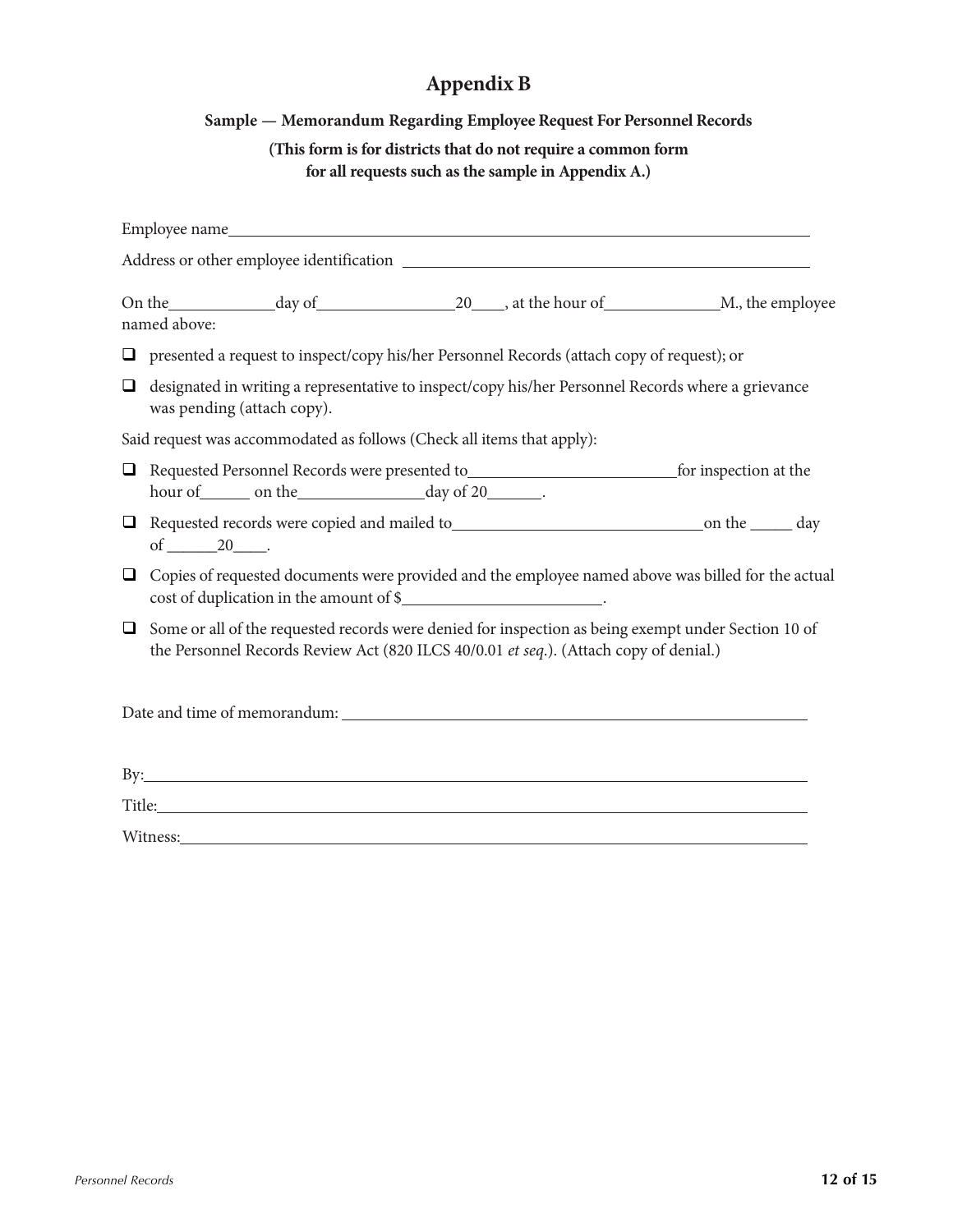# Appendix B

**Sample — Memorandum Regarding Employee Request For Personnel Records**

**(This form is for districts that do not require a common form for all requests such as the sample in Appendix A.)**

Employee name________________________________________________________________

Address or other employee identification ____________________________________________

On the____________day of________________20____, at the hour of_____________M., the employee named above:

- ☐ presented a request to inspect/copy his/her Personnel Records (attach copy of request); or
- ☐ designated in writing a representative to inspect/copy his/her Personnel Records where a grievance was pending (attach copy).

Said request was accommodated as follows (Check all items that apply):

- ☐ Requested Personnel Records were presented to________________________for inspection at the hour of______ on the_______________day of 20_______.
- ☐ Requested records were copied and mailed to_____________________________on the _____ day of ______20____.
- ☐ Copies of requested documents were provided and the employee named above was billed for the actual cost of duplication in the amount of $________________________.
- ☐ Some or all of the requested records were denied for inspection as being exempt under Section 10 of the Personnel Records Review Act (820 ILCS 40/0.01 *et seq.*). (Attach copy of denial.)

Date and time of memorandum: _____________________________________________

By:_________________________________________________________________

Title:________________________________________________________________

Witness:______________________________________________________________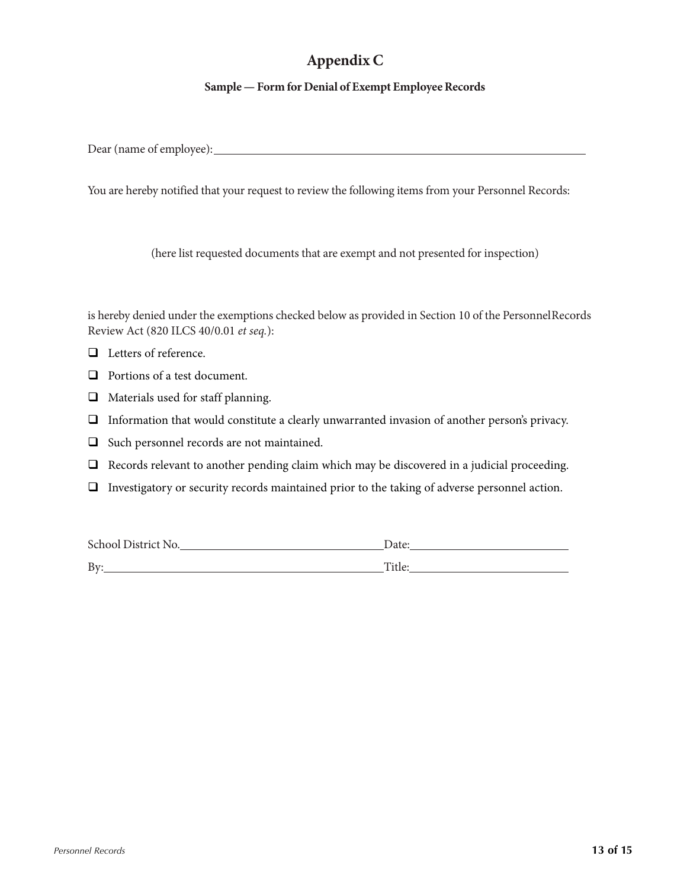# Appendix C

**Sample — Form for Denial of Exempt Employee Records**

Dear (name of employee): \_\_\_\_\_\_\_\_\_\_\_\_\_\_\_\_\_\_\_\_\_\_\_\_\_\_\_\_\_\_\_\_\_\_\_\_\_\_\_\_\_\_\_\_

You are hereby notified that your request to review the following items from your Personnel Records:

(here list requested documents that are exempt and not presented for inspection)

is hereby denied under the exemptions checked below as provided in Section 10 of the Personnel Records Review Act (820 ILCS 40/0.01 *et seq.*):

- ☐ Letters of reference.
- ☐ Portions of a test document.
- ☐ Materials used for staff planning.
- ☐ Information that would constitute a clearly unwarranted invasion of another person's privacy.
- ☐ Such personnel records are not maintained.
- ☐ Records relevant to another pending claim which may be discovered in a judicial proceeding.
- ☐ Investigatory or security records maintained prior to the taking of adverse personnel action.

School District No. \_\_\_\_\_\_\_\_\_\_\_\_\_\_\_\_\_\_\_\_\_\_\_\_ Date: \_\_\_\_\_\_\_\_\_\_\_\_\_\_\_\_\_\_\_\_

By: \_\_\_\_\_\_\_\_\_\_\_\_\_\_\_\_\_\_\_\_\_\_\_\_\_\_\_\_\_\_\_\_\_\_ Title: \_\_\_\_\_\_\_\_\_\_\_\_\_\_\_\_\_\_\_\_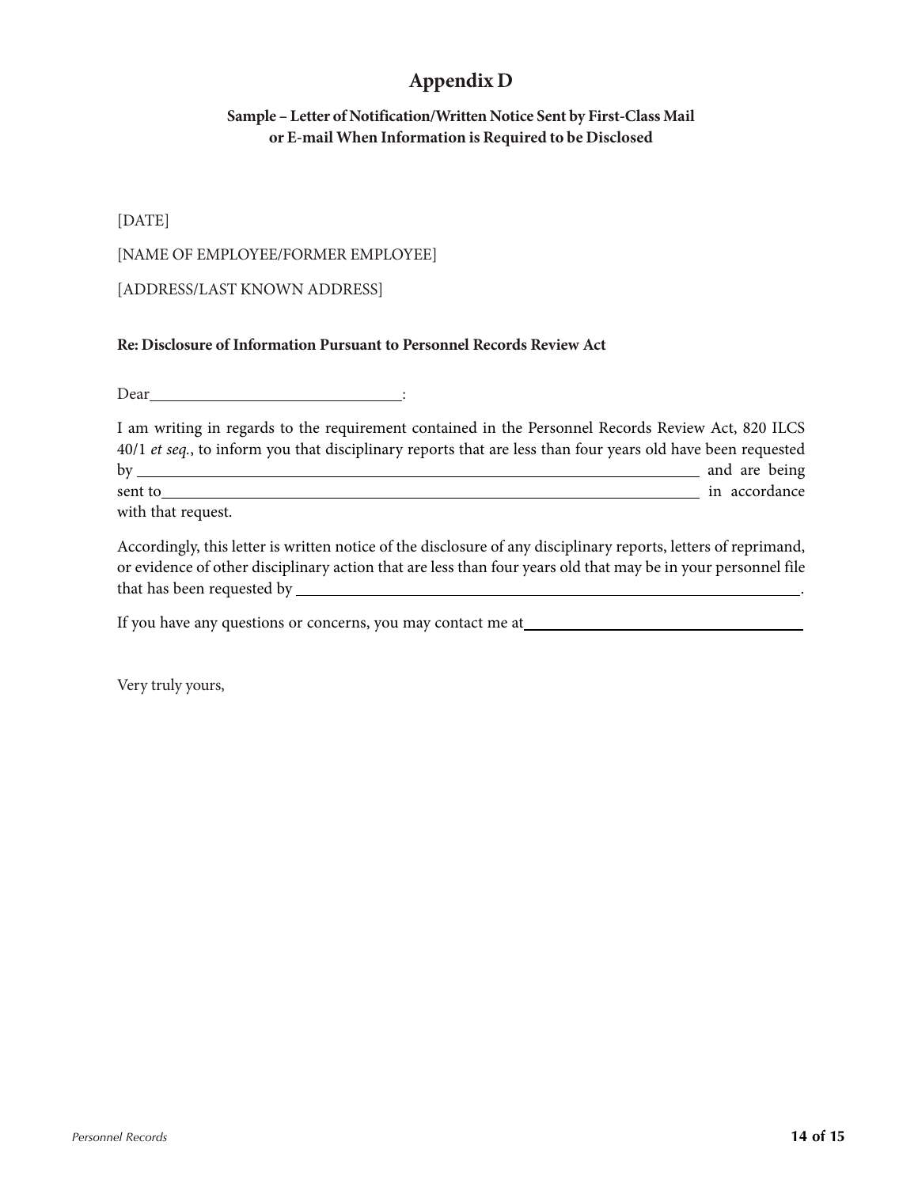# Appendix D

**Sample – Letter of Notification/Written Notice Sent by First-Class Mail or E-mail When Information is Required to be Disclosed**

[DATE]

[NAME OF EMPLOYEE/FORMER EMPLOYEE]

[ADDRESS/LAST KNOWN ADDRESS]

**Re: Disclosure of Information Pursuant to Personnel Records Review Act**

Dear______________________________:

I am writing in regards to the requirement contained in the Personnel Records Review Act, 820 ILCS 40/1 *et seq.*, to inform you that disciplinary reports that are less than four years old have been requested by ______________________________________________________________________ and are being sent to______________________________________________________________________ in accordance with that request.

Accordingly, this letter is written notice of the disclosure of any disciplinary reports, letters of reprimand, or evidence of other disciplinary action that are less than four years old that may be in your personnel file that has been requested by ______________________________________________________________.

If you have any questions or concerns, you may contact me at__________________________________

Very truly yours,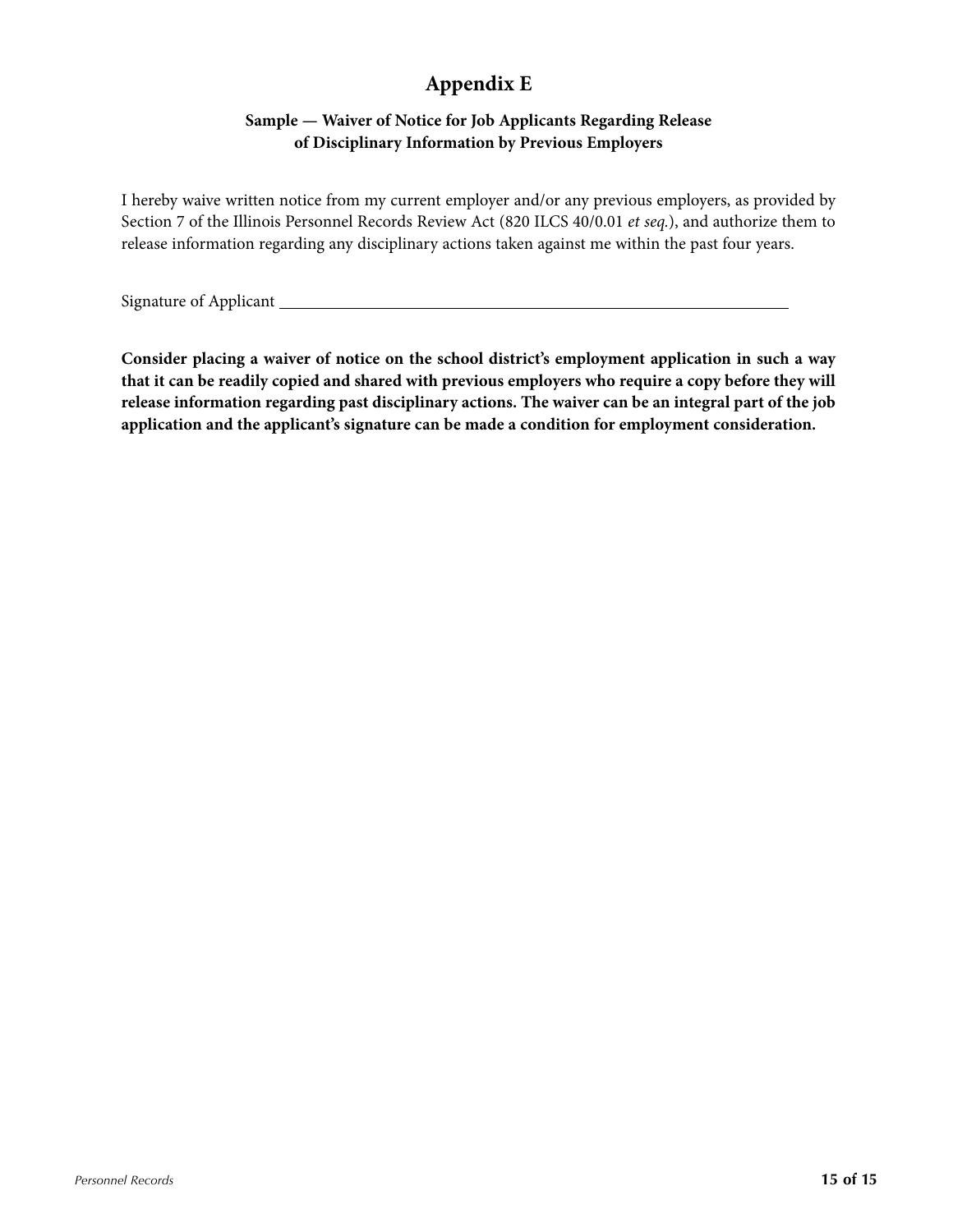# Appendix E

**Sample — Waiver of Notice for Job Applicants Regarding Release of Disciplinary Information by Previous Employers**

I hereby waive written notice from my current employer and/or any previous employers, as provided by Section 7 of the Illinois Personnel Records Review Act (820 ILCS 40/0.01 *et seq.*), and authorize them to release information regarding any disciplinary actions taken against me within the past four years.

Signature of Applicant ______________________________________________

**Consider placing a waiver of notice on the school district's employment application in such a way that it can be readily copied and shared with previous employers who require a copy before they will release information regarding past disciplinary actions. The waiver can be an integral part of the job application and the applicant's signature can be made a condition for employment consideration.**